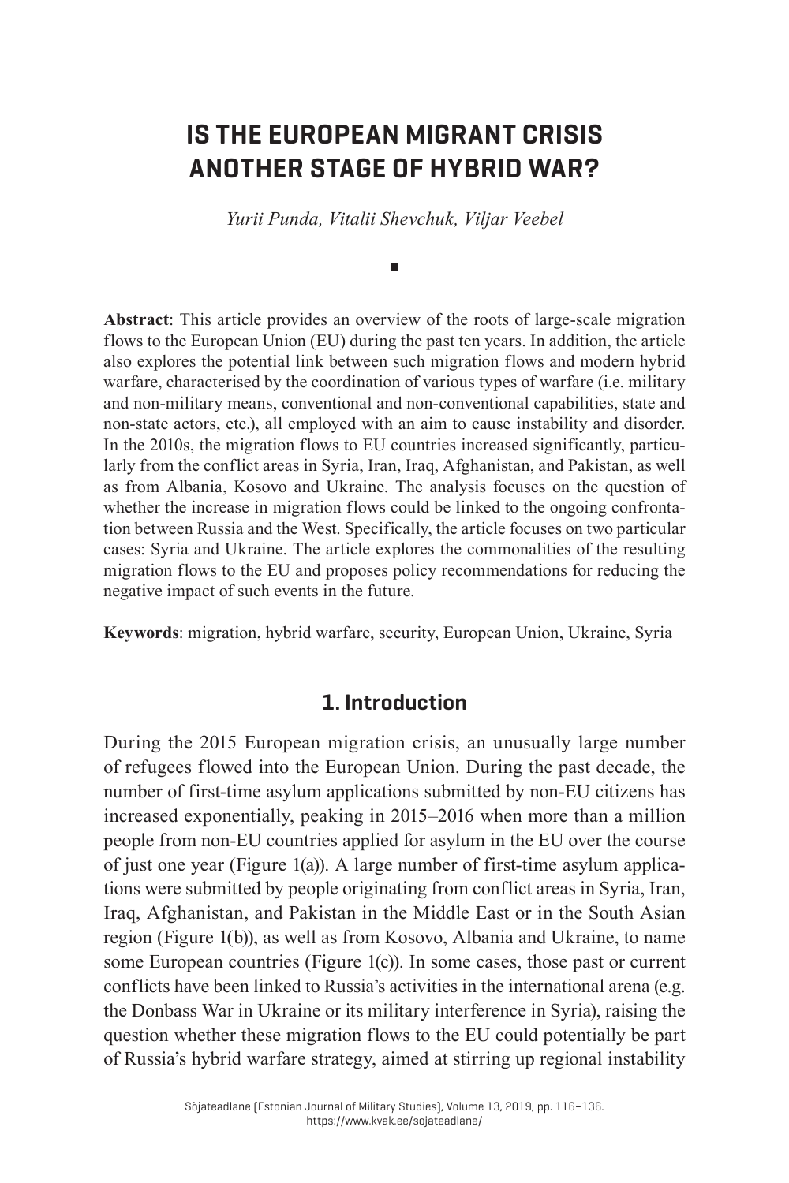# IS THE EUROPEAN MIGRANT CRISIS ANOTHER STAGE OF HYBRID WAR?

*Yurii Punda, Vitalii Shevchuk, Viljar Veebel*

**Abstract**: This article provides an overview of the roots of large-scale migration flows to the European Union (EU) during the past ten years. In addition, the article also explores the potential link between such migration flows and modern hybrid warfare, characterised by the coordination of various types of warfare (i.e. military and non-military means, conventional and non-conventional capabilities, state and non-state actors, etc.), all employed with an aim to cause instability and disorder. In the 2010s, the migration flows to EU countries increased significantly, particularly from the conflict areas in Syria, Iran, Iraq, Afghanistan, and Pakistan, as well as from Albania, Kosovo and Ukraine. The analysis focuses on the question of whether the increase in migration flows could be linked to the ongoing confrontation between Russia and the West. Specifically, the article focuses on two particular cases: Syria and Ukraine. The article explores the commonalities of the resulting migration flows to the EU and proposes policy recommendations for reducing the negative impact of such events in the future.

**Keywords**: migration, hybrid warfare, security, European Union, Ukraine, Syria

## 1. Introduction

During the 2015 European migration crisis, an unusually large number of refugees flowed into the European Union. During the past decade, the number of first-time asylum applications submitted by non-EU citizens has increased exponentially, peaking in 2015–2016 when more than a million people from non-EU countries applied for asylum in the EU over the course of just one year (Figure 1(a)). A large number of first-time asylum applications were submitted by people originating from conflict areas in Syria, Iran, Iraq, Afghanistan, and Pakistan in the Middle East or in the South Asian region (Figure 1(b)), as well as from Kosovo, Albania and Ukraine, to name some European countries (Figure 1(c)). In some cases, those past or current conflicts have been linked to Russia's activities in the international arena (e.g. the Donbass War in Ukraine or its military interference in Syria), raising the question whether these migration flows to the EU could potentially be part of Russia's hybrid warfare strategy, aimed at stirring up regional instability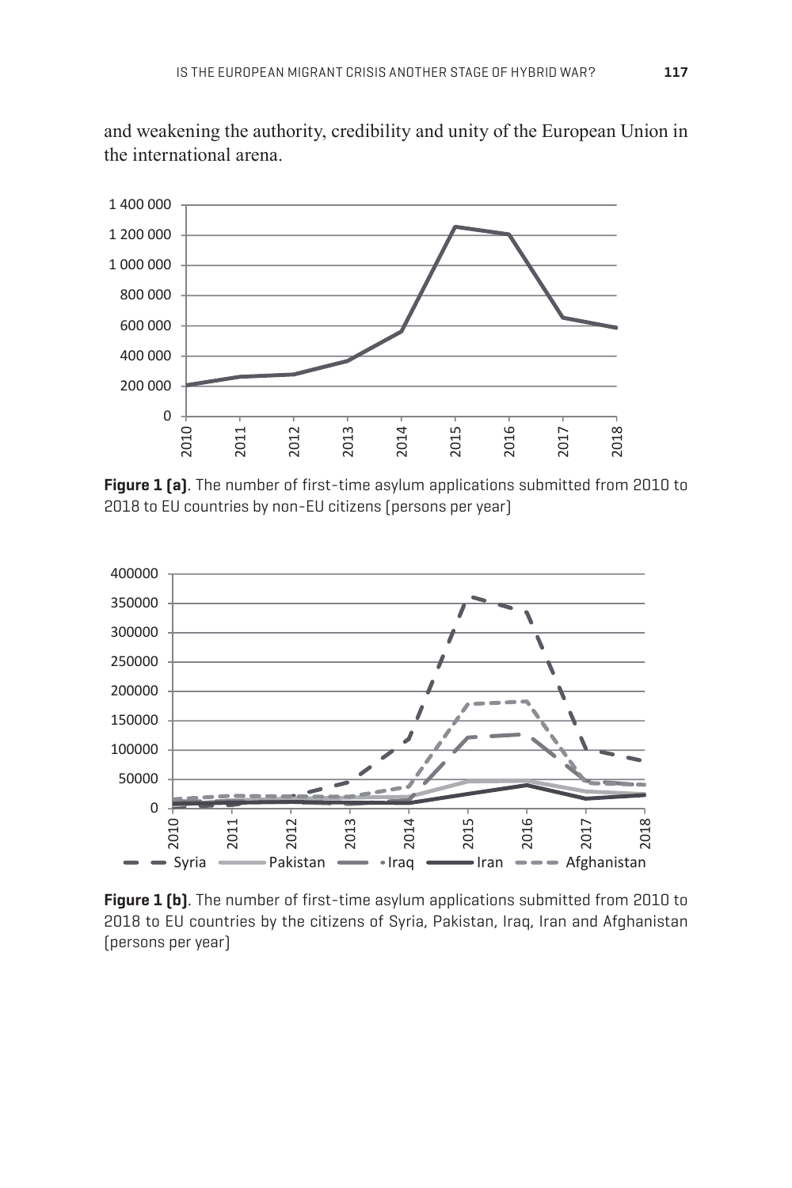and weakening the authority, credibility and unity of the European Union in the international arena.

1 400 000
1 200 000
1 000 000
800 000
600 000
400 000
200 000
0
2010
2011
2012
2013
2014
2015
2016
2017
2018

**Figure 1 (a)**. The number of first-time asylum applications submitted from 2010 to 2018 to EU countries by non-EU citizens (persons per year)

400000
350000
300000
250000
200000
150000
100000
50000
0
2010
2011
2012
2013
2014
2015
2016
2017
2018
Syria
Pakistan
Iraq
Iran
Afghanistan

**Figure 1 (b)**. The number of first-time asylum applications submitted from 2010 to 2018 to EU countries by the citizens of Syria, Pakistan, Iraq, Iran and Afghanistan (persons per year)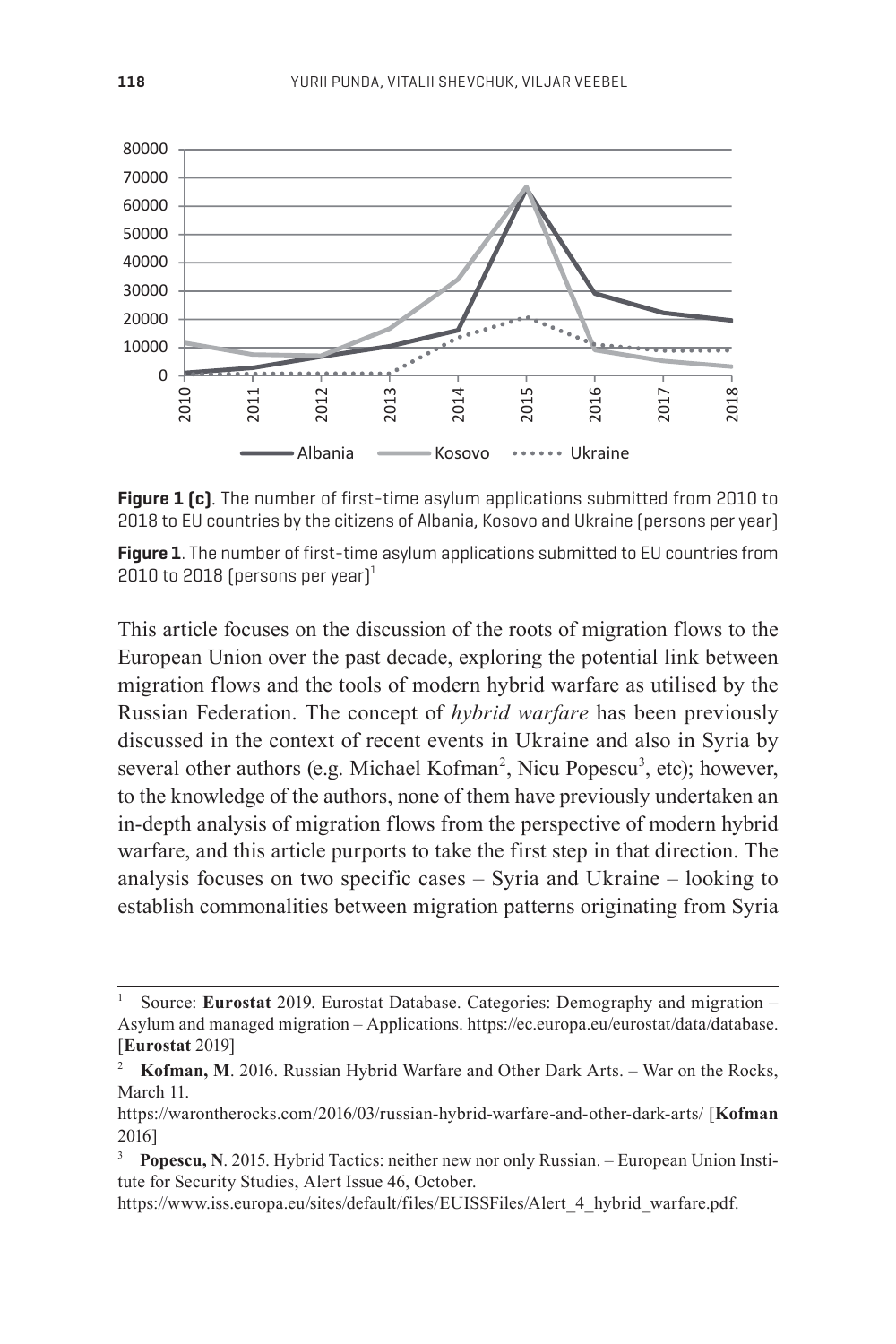80000
70000
60000
50000
40000
30000
20000
10000
0

2010 2011 2012 2013 2014 2015 2016 2017 2018

Albania Kosovo Ukraine

**Figure 1 (c)**. The number of first-time asylum applications submitted from 2010 to 2018 to EU countries by the citizens of Albania, Kosovo and Ukraine (persons per year)

**Figure 1**. The number of first-time asylum applications submitted to EU countries from 2010 to 2018 (persons per year)[1]

This article focuses on the discussion of the roots of migration flows to the European Union over the past decade, exploring the potential link between migration flows and the tools of modern hybrid warfare as utilised by the Russian Federation. The concept of *hybrid warfare* has been previously discussed in the context of recent events in Ukraine and also in Syria by several other authors (e.g. Michael Kofman[2], Nicu Popescu[3], etc); however, to the knowledge of the authors, none of them have previously undertaken an in-depth analysis of migration flows from the perspective of modern hybrid warfare, and this article purports to take the first step in that direction. The analysis focuses on two specific cases – Syria and Ukraine – looking to establish commonalities between migration patterns originating from Syria

---

[1] Source: **Eurostat** 2019. Eurostat Database. Categories: Demography and migration – Asylum and managed migration – Applications. https://ec.europa.eu/eurostat/data/database. [**Eurostat** 2019]

[2] **Kofman, M**. 2016. Russian Hybrid Warfare and Other Dark Arts. – War on the Rocks, March 11.
https://warontherocks.com/2016/03/russian-hybrid-warfare-and-other-dark-arts/ [**Kofman** 2016]

[3] **Popescu, N**. 2015. Hybrid Tactics: neither new nor only Russian. – European Union Institute for Security Studies, Alert Issue 46, October.
https://www.iss.europa.eu/sites/default/files/EUISSFiles/Alert_4_hybrid_warfare.pdf.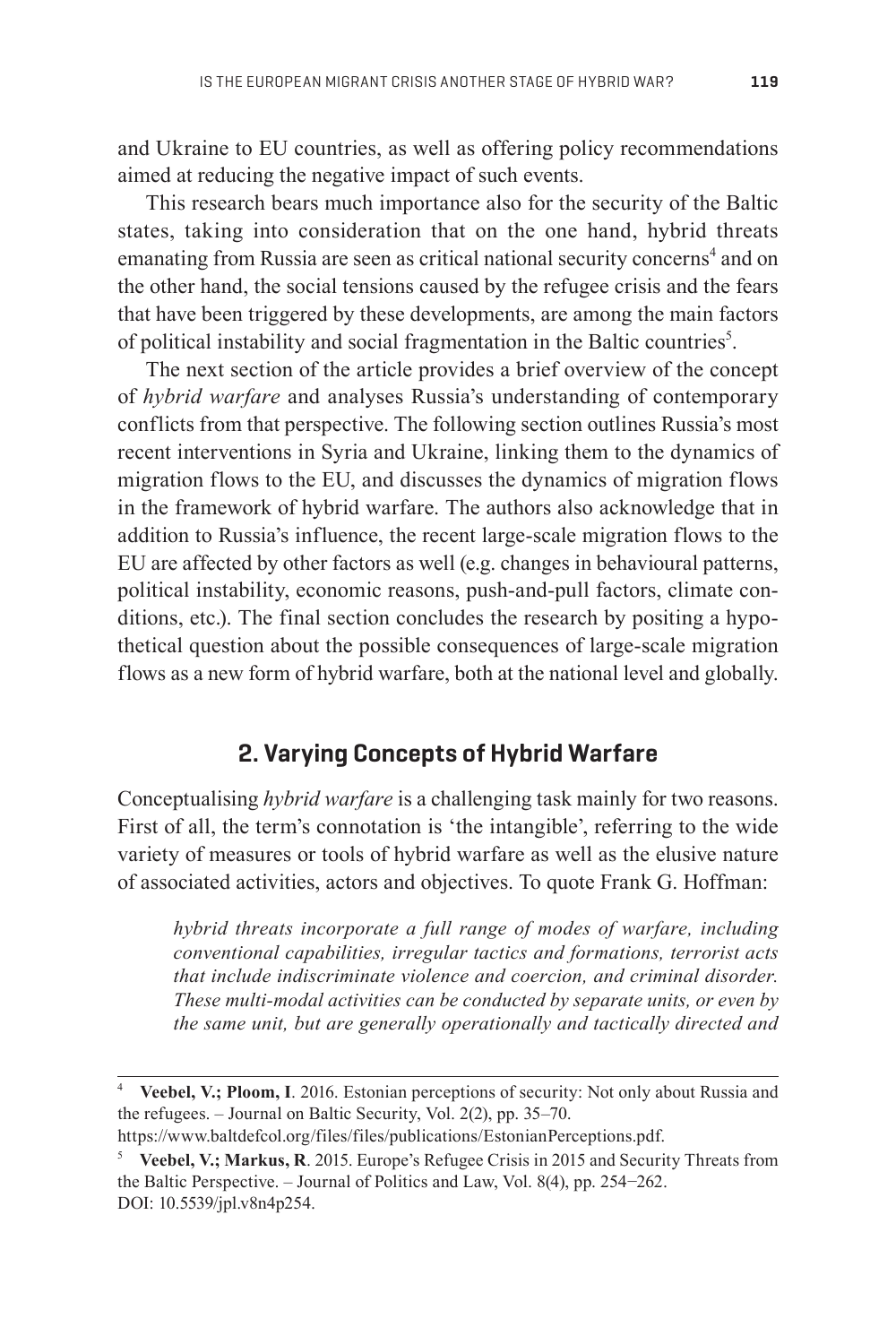and Ukraine to EU countries, as well as offering policy recommendations aimed at reducing the negative impact of such events.

This research bears much importance also for the security of the Baltic states, taking into consideration that on the one hand, hybrid threats emanating from Russia are seen as critical national security concerns[4] and on the other hand, the social tensions caused by the refugee crisis and the fears that have been triggered by these developments, are among the main factors of political instability and social fragmentation in the Baltic countries[5].

The next section of the article provides a brief overview of the concept of *hybrid warfare* and analyses Russia's understanding of contemporary conflicts from that perspective. The following section outlines Russia's most recent interventions in Syria and Ukraine, linking them to the dynamics of migration flows to the EU, and discusses the dynamics of migration flows in the framework of hybrid warfare. The authors also acknowledge that in addition to Russia's influence, the recent large-scale migration flows to the EU are affected by other factors as well (e.g. changes in behavioural patterns, political instability, economic reasons, push-and-pull factors, climate conditions, etc.). The final section concludes the research by positing a hypothetical question about the possible consequences of large-scale migration flows as a new form of hybrid warfare, both at the national level and globally.

## 2. Varying Concepts of Hybrid Warfare

Conceptualising *hybrid warfare* is a challenging task mainly for two reasons. First of all, the term's connotation is 'the intangible', referring to the wide variety of measures or tools of hybrid warfare as well as the elusive nature of associated activities, actors and objectives. To quote Frank G. Hoffman:

> *hybrid threats incorporate a full range of modes of warfare, including conventional capabilities, irregular tactics and formations, terrorist acts that include indiscriminate violence and coercion, and criminal disorder. These multi-modal activities can be conducted by separate units, or even by the same unit, but are generally operationally and tactically directed and*

---

[4] **Veebel, V.; Ploom, I**. 2016. Estonian perceptions of security: Not only about Russia and the refugees. – Journal on Baltic Security, Vol. 2(2), pp. 35–70. https://www.baltdefcol.org/files/files/publications/EstonianPerceptions.pdf.

[5] **Veebel, V.; Markus, R**. 2015. Europe's Refugee Crisis in 2015 and Security Threats from the Baltic Perspective. – Journal of Politics and Law, Vol. 8(4), pp. 254–262. DOI: 10.5539/jpl.v8n4p254.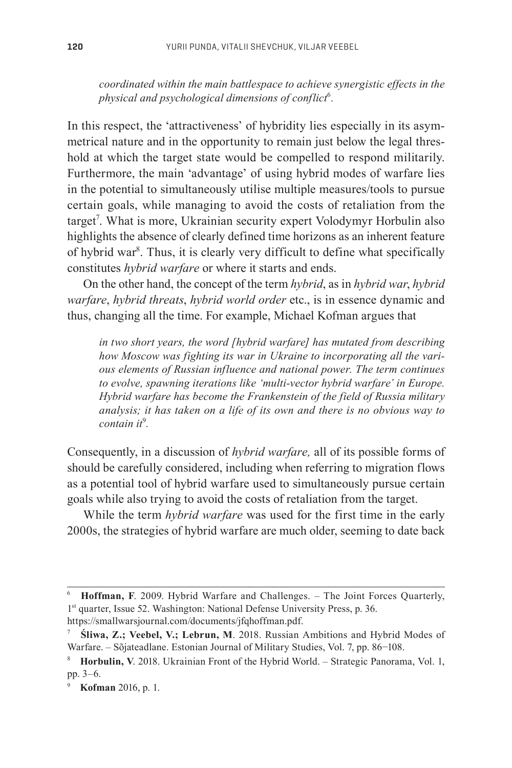> *coordinated within the main battlespace to achieve synergistic effects in the physical and psychological dimensions of conflict*[6].

In this respect, the 'attractiveness' of hybridity lies especially in its asymmetrical nature and in the opportunity to remain just below the legal threshold at which the target state would be compelled to respond militarily. Furthermore, the main 'advantage' of using hybrid modes of warfare lies in the potential to simultaneously utilise multiple measures/tools to pursue certain goals, while managing to avoid the costs of retaliation from the target[7]. What is more, Ukrainian security expert Volodymyr Horbulin also highlights the absence of clearly defined time horizons as an inherent feature of hybrid war[8]. Thus, it is clearly very difficult to define what specifically constitutes *hybrid warfare* or where it starts and ends.

On the other hand, the concept of the term *hybrid*, as in *hybrid war*, *hybrid warfare*, *hybrid threats*, *hybrid world order* etc., is in essence dynamic and thus, changing all the time. For example, Michael Kofman argues that

> *in two short years, the word [hybrid warfare] has mutated from describing how Moscow was fighting its war in Ukraine to incorporating all the various elements of Russian influence and national power. The term continues to evolve, spawning iterations like 'multi-vector hybrid warfare' in Europe. Hybrid warfare has become the Frankenstein of the field of Russia military analysis; it has taken on a life of its own and there is no obvious way to contain it*[9].

Consequently, in a discussion of *hybrid warfare,* all of its possible forms of should be carefully considered, including when referring to migration flows as a potential tool of hybrid warfare used to simultaneously pursue certain goals while also trying to avoid the costs of retaliation from the target.

While the term *hybrid warfare* was used for the first time in the early 2000s, the strategies of hybrid warfare are much older, seeming to date back

---

[6] **Hoffman, F**. 2009. Hybrid Warfare and Challenges. – The Joint Forces Quarterly, 1st quarter, Issue 52. Washington: National Defense University Press, p. 36. https://smallwarsjournal.com/documents/jfqhoffman.pdf.

[7] **Śliwa, Z.; Veebel, V.; Lebrun, M**. 2018. Russian Ambitions and Hybrid Modes of Warfare. – Sõjateadlane. Estonian Journal of Military Studies, Vol. 7, pp. 86−108.

[8] **Horbulin, V**. 2018. Ukrainian Front of the Hybrid World. – Strategic Panorama, Vol. 1, pp. 3–6.

[9] **Kofman** 2016, p. 1.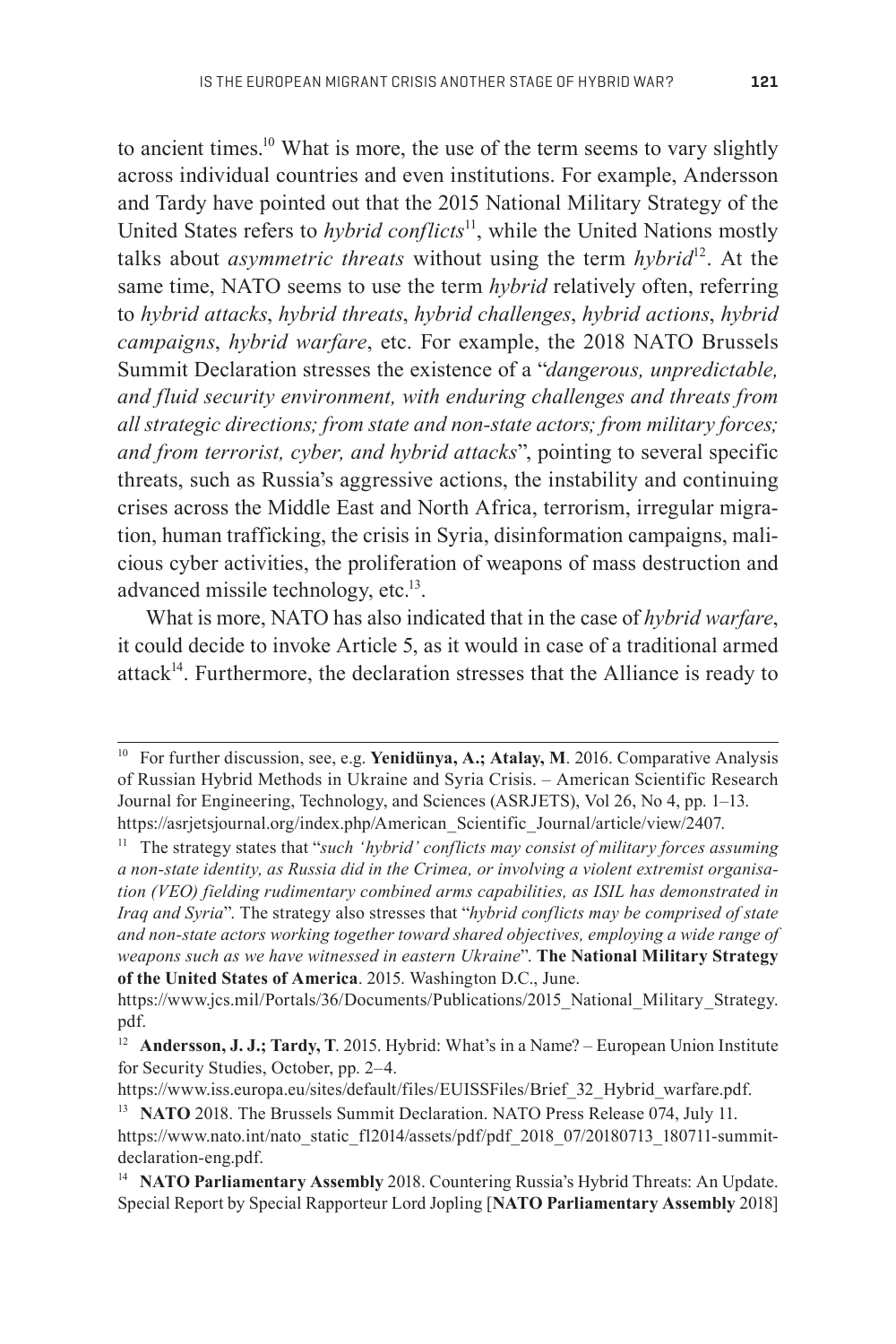to ancient times.[10] What is more, the use of the term seems to vary slightly across individual countries and even institutions. For example, Andersson and Tardy have pointed out that the 2015 National Military Strategy of the United States refers to *hybrid conflicts*[11], while the United Nations mostly talks about *asymmetric threats* without using the term *hybrid*[12]. At the same time, NATO seems to use the term *hybrid* relatively often, referring to *hybrid attacks*, *hybrid threats*, *hybrid challenges*, *hybrid actions*, *hybrid campaigns*, *hybrid warfare*, etc. For example, the 2018 NATO Brussels Summit Declaration stresses the existence of a "*dangerous, unpredictable, and fluid security environment, with enduring challenges and threats from all strategic directions; from state and non-state actors; from military forces; and from terrorist, cyber, and hybrid attacks*", pointing to several specific threats, such as Russia's aggressive actions, the instability and continuing crises across the Middle East and North Africa, terrorism, irregular migration, human trafficking, the crisis in Syria, disinformation campaigns, malicious cyber activities, the proliferation of weapons of mass destruction and advanced missile technology, etc.[13].

What is more, NATO has also indicated that in the case of *hybrid warfare*, it could decide to invoke Article 5, as it would in case of a traditional armed attack[14]. Furthermore, the declaration stresses that the Alliance is ready to

---

[10] For further discussion, see, e.g. **Yenidünya, A.; Atalay, M**. 2016. Comparative Analysis of Russian Hybrid Methods in Ukraine and Syria Crisis. – American Scientific Research Journal for Engineering, Technology, and Sciences (ASRJETS), Vol 26, No 4, pp. 1–13. https://asrjetsjournal.org/index.php/American_Scientific_Journal/article/view/2407.

[11] The strategy states that "*such 'hybrid' conflicts may consist of military forces assuming a non-state identity, as Russia did in the Crimea, or involving a violent extremist organisation (VEO) fielding rudimentary combined arms capabilities, as ISIL has demonstrated in Iraq and Syria*". The strategy also stresses that "*hybrid conflicts may be comprised of state and non-state actors working together toward shared objectives, employing a wide range of weapons such as we have witnessed in eastern Ukraine*". **The National Military Strategy of the United States of America**. 2015. Washington D.C., June. https://www.jcs.mil/Portals/36/Documents/Publications/2015_National_Military_Strategy.pdf.

[12] **Andersson, J. J.; Tardy, T**. 2015. Hybrid: What's in a Name? – European Union Institute for Security Studies, October, pp. 2–4. https://www.iss.europa.eu/sites/default/files/EUISSFiles/Brief_32_Hybrid_warfare.pdf.

[13] **NATO** 2018. The Brussels Summit Declaration. NATO Press Release 074, July 11. https://www.nato.int/nato_static_fl2014/assets/pdf/pdf_2018_07/20180713_180711-summit-declaration-eng.pdf.

[14] **NATO Parliamentary Assembly** 2018. Countering Russia's Hybrid Threats: An Update. Special Report by Special Rapporteur Lord Jopling [**NATO Parliamentary Assembly** 2018]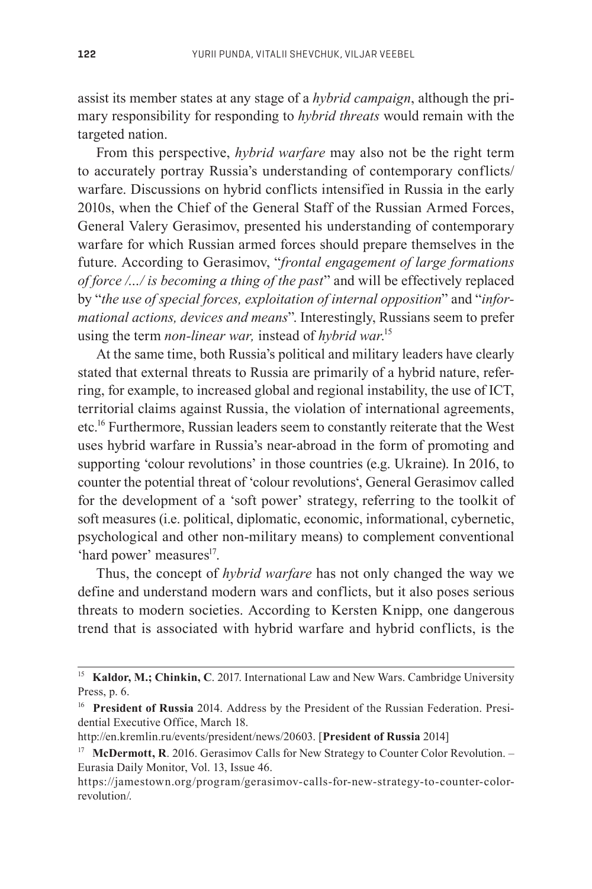assist its member states at any stage of a *hybrid campaign*, although the primary responsibility for responding to *hybrid threats* would remain with the targeted nation.

From this perspective, *hybrid warfare* may also not be the right term to accurately portray Russia's understanding of contemporary conflicts/warfare. Discussions on hybrid conflicts intensified in Russia in the early 2010s, when the Chief of the General Staff of the Russian Armed Forces, General Valery Gerasimov, presented his understanding of contemporary warfare for which Russian armed forces should prepare themselves in the future. According to Gerasimov, "*frontal engagement of large formations of force /.../ is becoming a thing of the past*" and will be effectively replaced by "*the use of special forces, exploitation of internal opposition*" and "*informational actions, devices and means*". Interestingly, Russians seem to prefer using the term *non-linear war,* instead of *hybrid war*.[15]

At the same time, both Russia's political and military leaders have clearly stated that external threats to Russia are primarily of a hybrid nature, referring, for example, to increased global and regional instability, the use of ICT, territorial claims against Russia, the violation of international agreements, etc.[16] Furthermore, Russian leaders seem to constantly reiterate that the West uses hybrid warfare in Russia's near-abroad in the form of promoting and supporting 'colour revolutions' in those countries (e.g. Ukraine). In 2016, to counter the potential threat of 'colour revolutions', General Gerasimov called for the development of a 'soft power' strategy, referring to the toolkit of soft measures (i.e. political, diplomatic, economic, informational, cybernetic, psychological and other non-military means) to complement conventional 'hard power' measures[17].

Thus, the concept of *hybrid warfare* has not only changed the way we define and understand modern wars and conflicts, but it also poses serious threats to modern societies. According to Kersten Knipp, one dangerous trend that is associated with hybrid warfare and hybrid conflicts, is the

---

[15] **Kaldor, M.; Chinkin, C**. 2017. International Law and New Wars. Cambridge University Press, p. 6.

[16] **President of Russia** 2014. Address by the President of the Russian Federation. Presidential Executive Office, March 18. http://en.kremlin.ru/events/president/news/20603. [**President of Russia** 2014]

[17] **McDermott, R**. 2016. Gerasimov Calls for New Strategy to Counter Color Revolution. – Eurasia Daily Monitor, Vol. 13, Issue 46. https://jamestown.org/program/gerasimov-calls-for-new-strategy-to-counter-color-revolution/.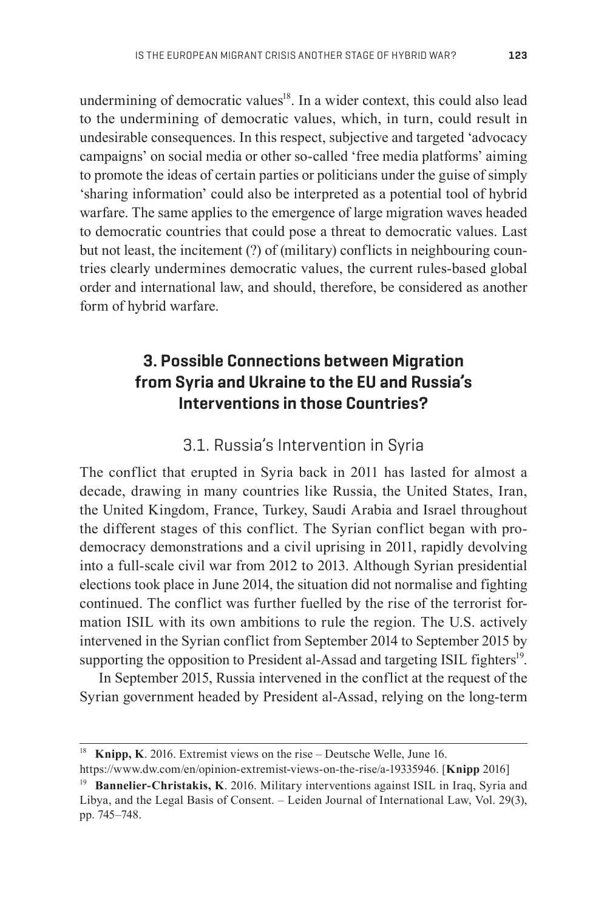undermining of democratic values[18]. In a wider context, this could also lead to the undermining of democratic values, which, in turn, could result in undesirable consequences. In this respect, subjective and targeted 'advocacy campaigns' on social media or other so-called 'free media platforms' aiming to promote the ideas of certain parties or politicians under the guise of simply 'sharing information' could also be interpreted as a potential tool of hybrid warfare. The same applies to the emergence of large migration waves headed to democratic countries that could pose a threat to democratic values. Last but not least, the incitement (?) of (military) conflicts in neighbouring countries clearly undermines democratic values, the current rules-based global order and international law, and should, therefore, be considered as another form of hybrid warfare.

## 3. Possible Connections between Migration from Syria and Ukraine to the EU and Russia's Interventions in those Countries?

### 3.1. Russia's Intervention in Syria

The conflict that erupted in Syria back in 2011 has lasted for almost a decade, drawing in many countries like Russia, the United States, Iran, the United Kingdom, France, Turkey, Saudi Arabia and Israel throughout the different stages of this conflict. The Syrian conflict began with pro-democracy demonstrations and a civil uprising in 2011, rapidly devolving into a full-scale civil war from 2012 to 2013. Although Syrian presidential elections took place in June 2014, the situation did not normalise and fighting continued. The conflict was further fuelled by the rise of the terrorist formation ISIL with its own ambitions to rule the region. The U.S. actively intervened in the Syrian conflict from September 2014 to September 2015 by supporting the opposition to President al-Assad and targeting ISIL fighters[19].

In September 2015, Russia intervened in the conflict at the request of the Syrian government headed by President al-Assad, relying on the long-term

---

[18] **Knipp, K**. 2016. Extremist views on the rise – Deutsche Welle, June 16. https://www.dw.com/en/opinion-extremist-views-on-the-rise/a-19335946. [**Knipp** 2016]

[19] **Bannelier-Christakis, K**. 2016. Military interventions against ISIL in Iraq, Syria and Libya, and the Legal Basis of Consent. – Leiden Journal of International Law, Vol. 29(3), pp. 745–748.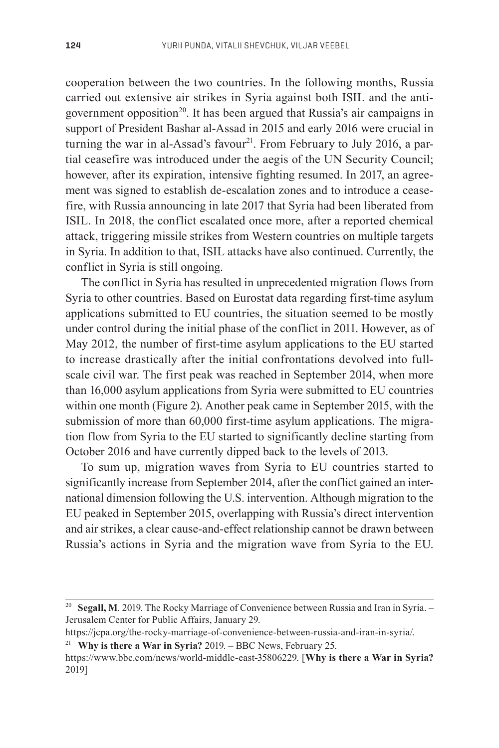cooperation between the two countries. In the following months, Russia carried out extensive air strikes in Syria against both ISIL and the anti-government opposition[20]. It has been argued that Russia's air campaigns in support of President Bashar al-Assad in 2015 and early 2016 were crucial in turning the war in al-Assad's favour[21]. From February to July 2016, a partial ceasefire was introduced under the aegis of the UN Security Council; however, after its expiration, intensive fighting resumed. In 2017, an agreement was signed to establish de-escalation zones and to introduce a ceasefire, with Russia announcing in late 2017 that Syria had been liberated from ISIL. In 2018, the conflict escalated once more, after a reported chemical attack, triggering missile strikes from Western countries on multiple targets in Syria. In addition to that, ISIL attacks have also continued. Currently, the conflict in Syria is still ongoing.

The conflict in Syria has resulted in unprecedented migration flows from Syria to other countries. Based on Eurostat data regarding first-time asylum applications submitted to EU countries, the situation seemed to be mostly under control during the initial phase of the conflict in 2011. However, as of May 2012, the number of first-time asylum applications to the EU started to increase drastically after the initial confrontations devolved into full-scale civil war. The first peak was reached in September 2014, when more than 16,000 asylum applications from Syria were submitted to EU countries within one month (Figure 2). Another peak came in September 2015, with the submission of more than 60,000 first-time asylum applications. The migration flow from Syria to the EU started to significantly decline starting from October 2016 and have currently dipped back to the levels of 2013.

To sum up, migration waves from Syria to EU countries started to significantly increase from September 2014, after the conflict gained an international dimension following the U.S. intervention. Although migration to the EU peaked in September 2015, overlapping with Russia's direct intervention and air strikes, a clear cause-and-effect relationship cannot be drawn between Russia's actions in Syria and the migration wave from Syria to the EU.

---

[20] **Segall, M**. 2019. The Rocky Marriage of Convenience between Russia and Iran in Syria. – Jerusalem Center for Public Affairs, January 29.
https://jcpa.org/the-rocky-marriage-of-convenience-between-russia-and-iran-in-syria/.

[21] **Why is there a War in Syria?** 2019. – BBC News, February 25.
https://www.bbc.com/news/world-middle-east-35806229. [**Why is there a War in Syria?** 2019]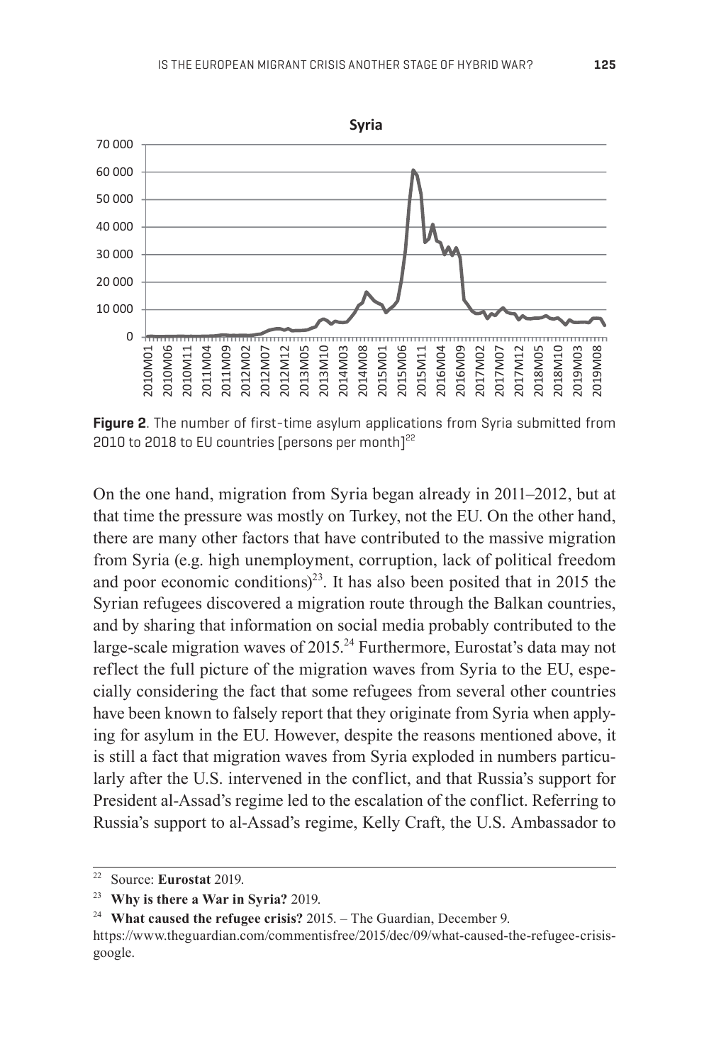**Figure 2**. The number of first-time asylum applications from Syria submitted from 2010 to 2018 to EU countries [persons per month][22]

On the one hand, migration from Syria began already in 2011–2012, but at that time the pressure was mostly on Turkey, not the EU. On the other hand, there are many other factors that have contributed to the massive migration from Syria (e.g. high unemployment, corruption, lack of political freedom and poor economic conditions)[23]. It has also been posited that in 2015 the Syrian refugees discovered a migration route through the Balkan countries, and by sharing that information on social media probably contributed to the large-scale migration waves of 2015.[24] Furthermore, Eurostat's data may not reflect the full picture of the migration waves from Syria to the EU, especially considering the fact that some refugees from several other countries have been known to falsely report that they originate from Syria when applying for asylum in the EU. However, despite the reasons mentioned above, it is still a fact that migration waves from Syria exploded in numbers particularly after the U.S. intervened in the conflict, and that Russia's support for President al-Assad's regime led to the escalation of the conflict. Referring to Russia's support to al-Assad's regime, Kelly Craft, the U.S. Ambassador to

---

[22] Source: **Eurostat** 2019.

[23] **Why is there a War in Syria?** 2019.

[24] **What caused the refugee crisis?** 2015. – The Guardian, December 9. https://www.theguardian.com/commentisfree/2015/dec/09/what-caused-the-refugee-crisis-google.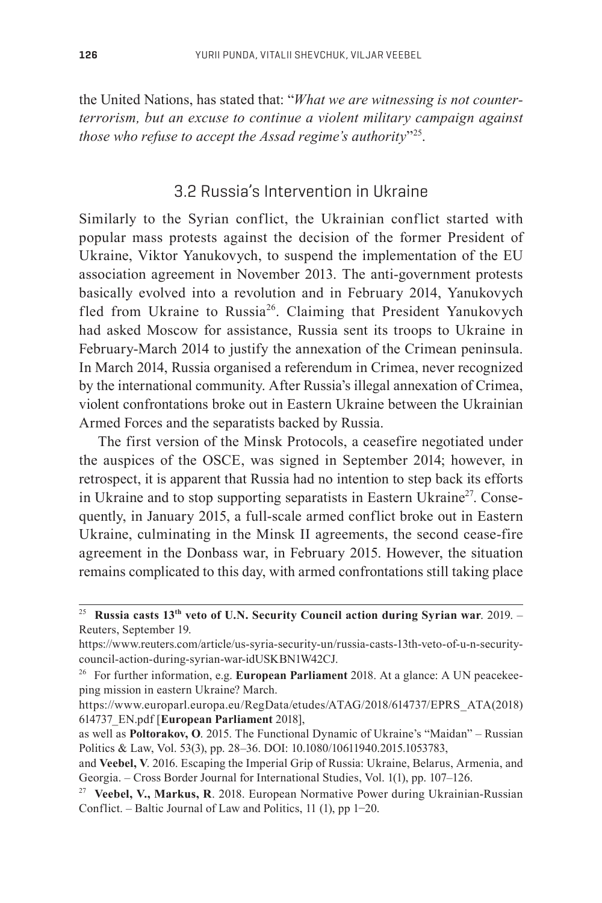the United Nations, has stated that: "*What we are witnessing is not counter-terrorism, but an excuse to continue a violent military campaign against those who refuse to accept the Assad regime's authority*"[25].

## 3.2 Russia's Intervention in Ukraine

Similarly to the Syrian conflict, the Ukrainian conflict started with popular mass protests against the decision of the former President of Ukraine, Viktor Yanukovych, to suspend the implementation of the EU association agreement in November 2013. The anti-government protests basically evolved into a revolution and in February 2014, Yanukovych fled from Ukraine to Russia[26]. Claiming that President Yanukovych had asked Moscow for assistance, Russia sent its troops to Ukraine in February-March 2014 to justify the annexation of the Crimean peninsula. In March 2014, Russia organised a referendum in Crimea, never recognized by the international community. After Russia's illegal annexation of Crimea, violent confrontations broke out in Eastern Ukraine between the Ukrainian Armed Forces and the separatists backed by Russia.

The first version of the Minsk Protocols, a ceasefire negotiated under the auspices of the OSCE, was signed in September 2014; however, in retrospect, it is apparent that Russia had no intention to step back its efforts in Ukraine and to stop supporting separatists in Eastern Ukraine[27]. Consequently, in January 2015, a full-scale armed conflict broke out in Eastern Ukraine, culminating in the Minsk II agreements, the second cease-fire agreement in the Donbass war, in February 2015. However, the situation remains complicated to this day, with armed confrontations still taking place

---

[25] **Russia casts 13th veto of U.N. Security Council action during Syrian war**. 2019. – Reuters, September 19. https://www.reuters.com/article/us-syria-security-un/russia-casts-13th-veto-of-u-n-security-council-action-during-syrian-war-idUSKBN1W42CJ.

[26] For further information, e.g. **European Parliament** 2018. At a glance: A UN peacekeeping mission in eastern Ukraine? March. https://www.europarl.europa.eu/RegData/etudes/ATAG/2018/614737/EPRS_ATA(2018)614737_EN.pdf [**European Parliament** 2018], as well as **Poltorakov, O**. 2015. The Functional Dynamic of Ukraine's "Maidan" – Russian Politics & Law, Vol. 53(3), pp. 28–36. DOI: 10.1080/10611940.2015.1053783, and **Veebel, V**. 2016. Escaping the Imperial Grip of Russia: Ukraine, Belarus, Armenia, and Georgia. – Cross Border Journal for International Studies, Vol. 1(1), pp. 107–126.

[27] **Veebel, V., Markus, R**. 2018. European Normative Power during Ukrainian-Russian Conflict. – Baltic Journal of Law and Politics, 11 (1), pp 1–20.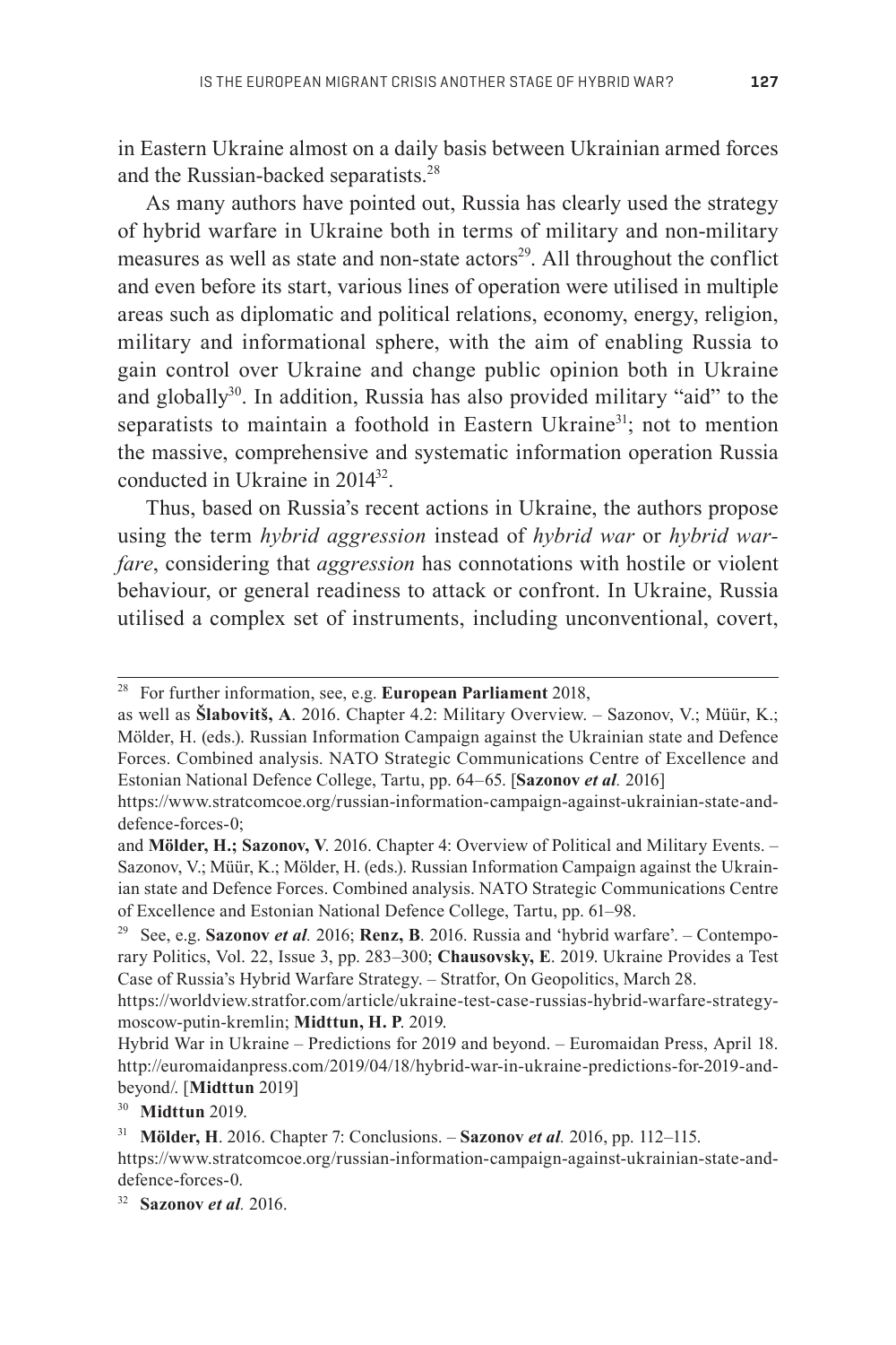in Eastern Ukraine almost on a daily basis between Ukrainian armed forces and the Russian-backed separatists.[28]

As many authors have pointed out, Russia has clearly used the strategy of hybrid warfare in Ukraine both in terms of military and non-military measures as well as state and non-state actors[29]. All throughout the conflict and even before its start, various lines of operation were utilised in multiple areas such as diplomatic and political relations, economy, energy, religion, military and informational sphere, with the aim of enabling Russia to gain control over Ukraine and change public opinion both in Ukraine and globally[30]. In addition, Russia has also provided military "aid" to the separatists to maintain a foothold in Eastern Ukraine[31]; not to mention the massive, comprehensive and systematic information operation Russia conducted in Ukraine in 2014[32].

Thus, based on Russia's recent actions in Ukraine, the authors propose using the term *hybrid aggression* instead of *hybrid war* or *hybrid warfare*, considering that *aggression* has connotations with hostile or violent behaviour, or general readiness to attack or confront. In Ukraine, Russia utilised a complex set of instruments, including unconventional, covert,

---

[28] For further information, see, e.g. **European Parliament** 2018, as well as **Šlabovitš, A**. 2016. Chapter 4.2: Military Overview. – Sazonov, V.; Müür, K.; Mölder, H. (eds.). Russian Information Campaign against the Ukrainian state and Defence Forces. Combined analysis. NATO Strategic Communications Centre of Excellence and Estonian National Defence College, Tartu, pp. 64–65. [**Sazonov *et al.*** 2016] https://www.stratcomcoe.org/russian-information-campaign-against-ukrainian-state-and-defence-forces-0; and **Mölder, H.; Sazonov, V**. 2016. Chapter 4: Overview of Political and Military Events. – Sazonov, V.; Müür, K.; Mölder, H. (eds.). Russian Information Campaign against the Ukrainian state and Defence Forces. Combined analysis. NATO Strategic Communications Centre of Excellence and Estonian National Defence College, Tartu, pp. 61–98.

[29] See, e.g. **Sazonov *et al.*** 2016; **Renz, B**. 2016. Russia and 'hybrid warfare'. – Contemporary Politics, Vol. 22, Issue 3, pp. 283–300; **Chausovsky, E**. 2019. Ukraine Provides a Test Case of Russia's Hybrid Warfare Strategy. – Stratfor, On Geopolitics, March 28. https://worldview.stratfor.com/article/ukraine-test-case-russias-hybrid-warfare-strategy-moscow-putin-kremlin; **Midttun, H. P**. 2019. Hybrid War in Ukraine – Predictions for 2019 and beyond. – Euromaidan Press, April 18. http://euromaidanpress.com/2019/04/18/hybrid-war-in-ukraine-predictions-for-2019-and-beyond/. [**Midttun** 2019]

[30] **Midttun** 2019.

[31] **Mölder, H**. 2016. Chapter 7: Conclusions. – **Sazonov *et al.*** 2016, pp. 112–115. https://www.stratcomcoe.org/russian-information-campaign-against-ukrainian-state-and-defence-forces-0.

[32] **Sazonov *et al.*** 2016.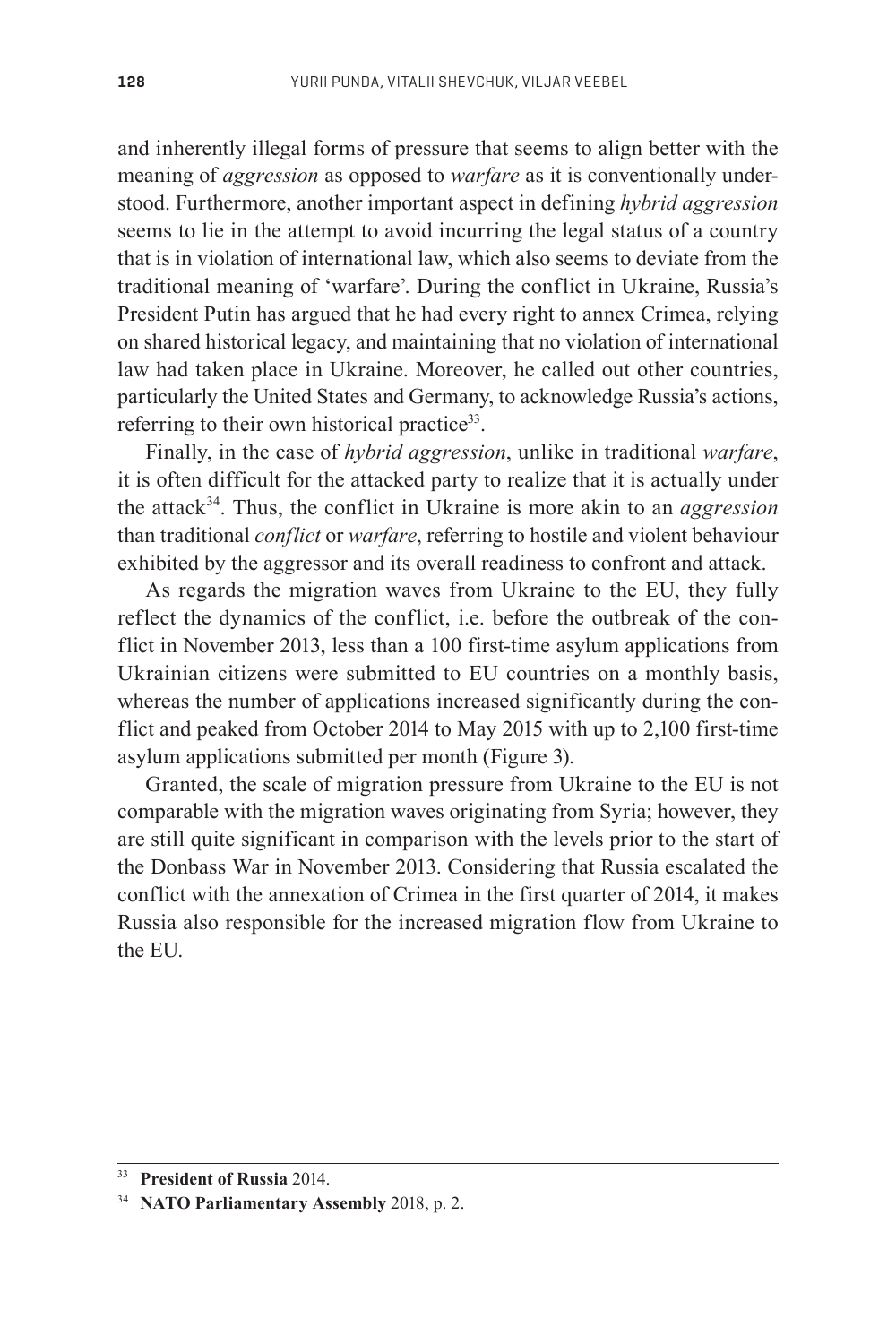and inherently illegal forms of pressure that seems to align better with the meaning of *aggression* as opposed to *warfare* as it is conventionally understood. Furthermore, another important aspect in defining *hybrid aggression* seems to lie in the attempt to avoid incurring the legal status of a country that is in violation of international law, which also seems to deviate from the traditional meaning of 'warfare'. During the conflict in Ukraine, Russia's President Putin has argued that he had every right to annex Crimea, relying on shared historical legacy, and maintaining that no violation of international law had taken place in Ukraine. Moreover, he called out other countries, particularly the United States and Germany, to acknowledge Russia's actions, referring to their own historical practice[33].

Finally, in the case of *hybrid aggression*, unlike in traditional *warfare*, it is often difficult for the attacked party to realize that it is actually under the attack[34]. Thus, the conflict in Ukraine is more akin to an *aggression* than traditional *conflict* or *warfare*, referring to hostile and violent behaviour exhibited by the aggressor and its overall readiness to confront and attack.

As regards the migration waves from Ukraine to the EU, they fully reflect the dynamics of the conflict, i.e. before the outbreak of the conflict in November 2013, less than a 100 first-time asylum applications from Ukrainian citizens were submitted to EU countries on a monthly basis, whereas the number of applications increased significantly during the conflict and peaked from October 2014 to May 2015 with up to 2,100 first-time asylum applications submitted per month (Figure 3).

Granted, the scale of migration pressure from Ukraine to the EU is not comparable with the migration waves originating from Syria; however, they are still quite significant in comparison with the levels prior to the start of the Donbass War in November 2013. Considering that Russia escalated the conflict with the annexation of Crimea in the first quarter of 2014, it makes Russia also responsible for the increased migration flow from Ukraine to the EU.

---

[33] **President of Russia** 2014.

[34] **NATO Parliamentary Assembly** 2018, p. 2.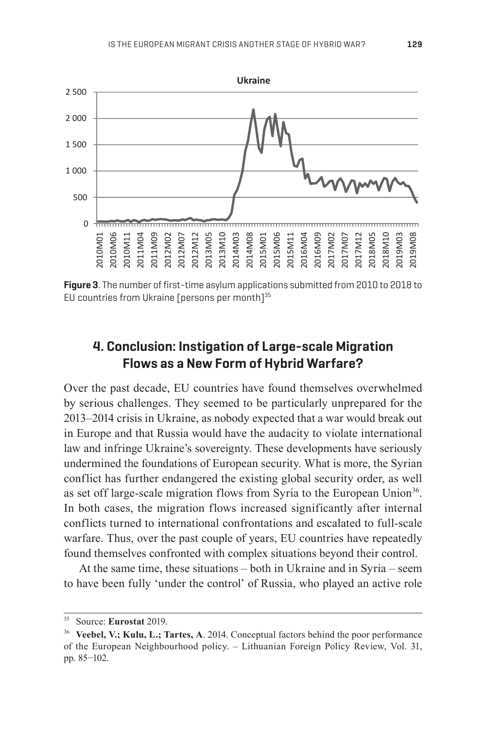Ukraine

2 500
2 000
1 500
1 000
500
0

2010M01
2010M06
2010M11
2011M04
2011M09
2012M02
2012M07
2012M12
2013M05
2013M10
2014M03
2014M08
2015M01
2015M06
2015M11
2016M04
2016M09
2017M02
2017M07
2017M12
2018M05
2018M10
2019M03
2019M08

**Figure 3**. The number of first-time asylum applications submitted from 2010 to 2018 to EU countries from Ukraine [persons per month][35]

## 4. Conclusion: Instigation of Large-scale Migration Flows as a New Form of Hybrid Warfare?

Over the past decade, EU countries have found themselves overwhelmed by serious challenges. They seemed to be particularly unprepared for the 2013–2014 crisis in Ukraine, as nobody expected that a war would break out in Europe and that Russia would have the audacity to violate international law and infringe Ukraine's sovereignty. These developments have seriously undermined the foundations of European security. What is more, the Syrian conflict has further endangered the existing global security order, as well as set off large-scale migration flows from Syria to the European Union[36]. In both cases, the migration flows increased significantly after internal conflicts turned to international confrontations and escalated to full-scale warfare. Thus, over the past couple of years, EU countries have repeatedly found themselves confronted with complex situations beyond their control.

At the same time, these situations – both in Ukraine and in Syria – seem to have been fully 'under the control' of Russia, who played an active role

---

[35] Source: **Eurostat** 2019.

[36] **Veebel, V.; Kulu, L.; Tartes, A**. 2014. Conceptual factors behind the poor performance of the European Neighbourhood policy. – Lithuanian Foreign Policy Review, Vol. 31, pp. 85–102.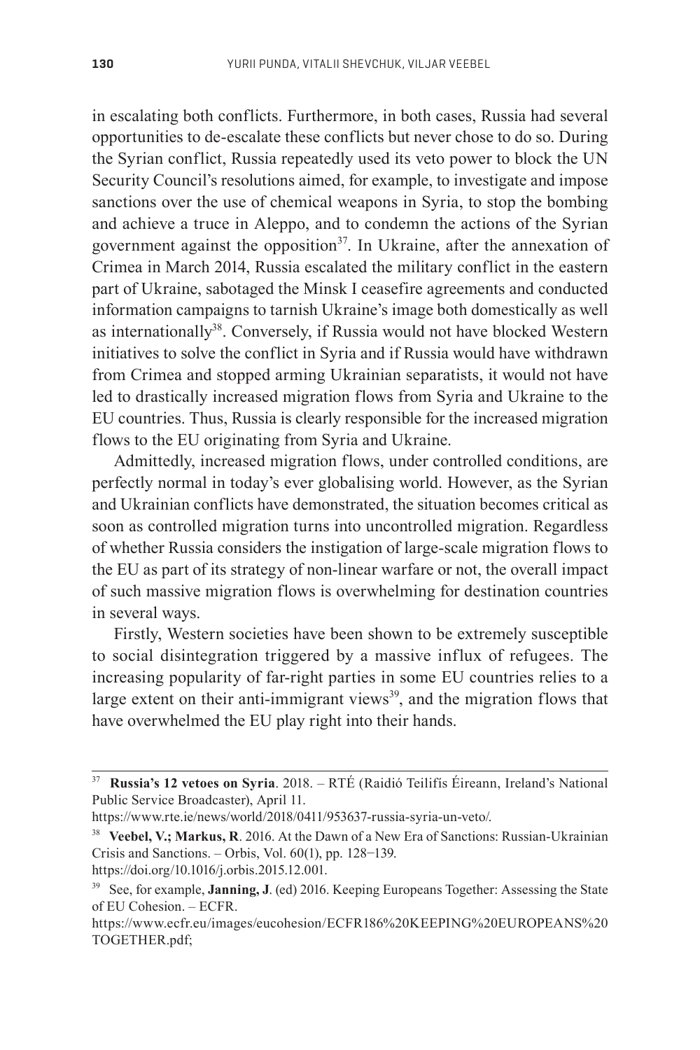in escalating both conflicts. Furthermore, in both cases, Russia had several opportunities to de-escalate these conflicts but never chose to do so. During the Syrian conflict, Russia repeatedly used its veto power to block the UN Security Council's resolutions aimed, for example, to investigate and impose sanctions over the use of chemical weapons in Syria, to stop the bombing and achieve a truce in Aleppo, and to condemn the actions of the Syrian government against the opposition[37]. In Ukraine, after the annexation of Crimea in March 2014, Russia escalated the military conflict in the eastern part of Ukraine, sabotaged the Minsk I ceasefire agreements and conducted information campaigns to tarnish Ukraine's image both domestically as well as internationally[38]. Conversely, if Russia would not have blocked Western initiatives to solve the conflict in Syria and if Russia would have withdrawn from Crimea and stopped arming Ukrainian separatists, it would not have led to drastically increased migration flows from Syria and Ukraine to the EU countries. Thus, Russia is clearly responsible for the increased migration flows to the EU originating from Syria and Ukraine.

Admittedly, increased migration flows, under controlled conditions, are perfectly normal in today's ever globalising world. However, as the Syrian and Ukrainian conflicts have demonstrated, the situation becomes critical as soon as controlled migration turns into uncontrolled migration. Regardless of whether Russia considers the instigation of large-scale migration flows to the EU as part of its strategy of non-linear warfare or not, the overall impact of such massive migration flows is overwhelming for destination countries in several ways.

Firstly, Western societies have been shown to be extremely susceptible to social disintegration triggered by a massive influx of refugees. The increasing popularity of far-right parties in some EU countries relies to a large extent on their anti-immigrant views[39], and the migration flows that have overwhelmed the EU play right into their hands.

---

[37] **Russia's 12 vetoes on Syria**. 2018. – RTÉ (Raidió Teilifís Éireann, Ireland's National Public Service Broadcaster), April 11. https://www.rte.ie/news/world/2018/0411/953637-russia-syria-un-veto/.

[38] **Veebel, V.; Markus, R**. 2016. At the Dawn of a New Era of Sanctions: Russian-Ukrainian Crisis and Sanctions. – Orbis, Vol. 60(1), pp. 128–139. https://doi.org/10.1016/j.orbis.2015.12.001.

[39] See, for example, **Janning, J**. (ed) 2016. Keeping Europeans Together: Assessing the State of EU Cohesion. – ECFR. https://www.ecfr.eu/images/eucohesion/ECFR186%20KEEPING%20EUROPEANS%20TOGETHER.pdf;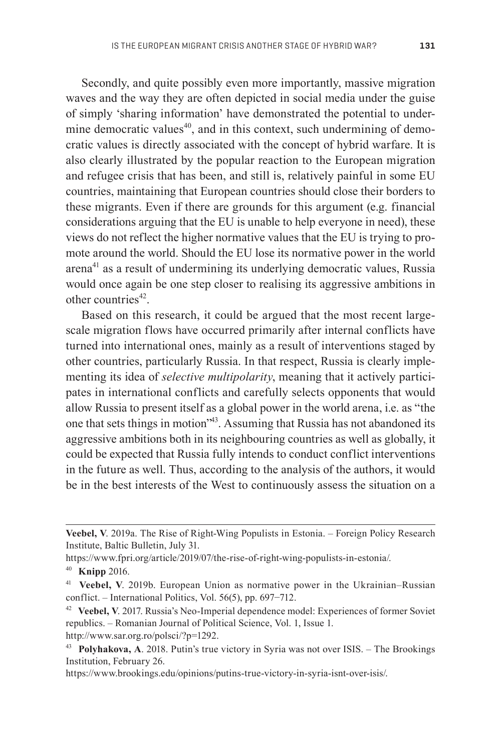Secondly, and quite possibly even more importantly, massive migration waves and the way they are often depicted in social media under the guise of simply 'sharing information' have demonstrated the potential to undermine democratic values[40], and in this context, such undermining of democratic values is directly associated with the concept of hybrid warfare. It is also clearly illustrated by the popular reaction to the European migration and refugee crisis that has been, and still is, relatively painful in some EU countries, maintaining that European countries should close their borders to these migrants. Even if there are grounds for this argument (e.g. financial considerations arguing that the EU is unable to help everyone in need), these views do not reflect the higher normative values that the EU is trying to promote around the world. Should the EU lose its normative power in the world arena[41] as a result of undermining its underlying democratic values, Russia would once again be one step closer to realising its aggressive ambitions in other countries[42].

Based on this research, it could be argued that the most recent large-scale migration flows have occurred primarily after internal conflicts have turned into international ones, mainly as a result of interventions staged by other countries, particularly Russia. In that respect, Russia is clearly implementing its idea of *selective multipolarity*, meaning that it actively participates in international conflicts and carefully selects opponents that would allow Russia to present itself as a global power in the world arena, i.e. as "the one that sets things in motion"[43]. Assuming that Russia has not abandoned its aggressive ambitions both in its neighbouring countries as well as globally, it could be expected that Russia fully intends to conduct conflict interventions in the future as well. Thus, according to the analysis of the authors, it would be in the best interests of the West to continuously assess the situation on a

---

**Veebel, V**. 2019a. The Rise of Right-Wing Populists in Estonia. – Foreign Policy Research Institute, Baltic Bulletin, July 31.
https://www.fpri.org/article/2019/07/the-rise-of-right-wing-populists-in-estonia/.

[40] **Knipp** 2016.

[41] **Veebel, V**. 2019b. European Union as normative power in the Ukrainian–Russian conflict. – International Politics, Vol. 56(5), pp. 697–712.

[42] **Veebel, V**. 2017. Russia's Neo-Imperial dependence model: Experiences of former Soviet republics. – Romanian Journal of Political Science, Vol. 1, Issue 1.
http://www.sar.org.ro/polsci/?p=1292.

[43] **Polyhakova, A**. 2018. Putin's true victory in Syria was not over ISIS. – The Brookings Institution, February 26.
https://www.brookings.edu/opinions/putins-true-victory-in-syria-isnt-over-isis/.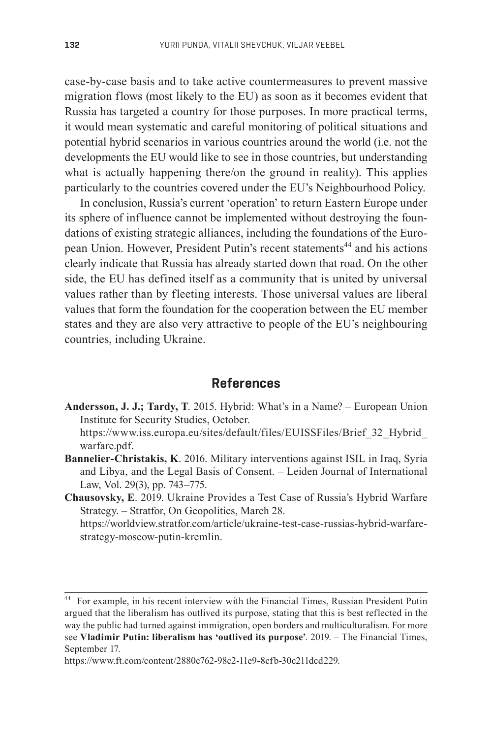case-by-case basis and to take active countermeasures to prevent massive migration flows (most likely to the EU) as soon as it becomes evident that Russia has targeted a country for those purposes. In more practical terms, it would mean systematic and careful monitoring of political situations and potential hybrid scenarios in various countries around the world (i.e. not the developments the EU would like to see in those countries, but understanding what is actually happening there/on the ground in reality). This applies particularly to the countries covered under the EU's Neighbourhood Policy.

In conclusion, Russia's current 'operation' to return Eastern Europe under its sphere of influence cannot be implemented without destroying the foundations of existing strategic alliances, including the foundations of the European Union. However, President Putin's recent statements[44] and his actions clearly indicate that Russia has already started down that road. On the other side, the EU has defined itself as a community that is united by universal values rather than by fleeting interests. Those universal values are liberal values that form the foundation for the cooperation between the EU member states and they are also very attractive to people of the EU's neighbouring countries, including Ukraine.

## References

**Andersson, J. J.; Tardy, T**. 2015. Hybrid: What's in a Name? – European Union Institute for Security Studies, October. https://www.iss.europa.eu/sites/default/files/EUISSFiles/Brief_32_Hybrid_warfare.pdf.

**Bannelier-Christakis, K**. 2016. Military interventions against ISIL in Iraq, Syria and Libya, and the Legal Basis of Consent. – Leiden Journal of International Law, Vol. 29(3), pp. 743–775.

**Chausovsky, E**. 2019. Ukraine Provides a Test Case of Russia's Hybrid Warfare Strategy. – Stratfor, On Geopolitics, March 28. https://worldview.stratfor.com/article/ukraine-test-case-russias-hybrid-warfare-strategy-moscow-putin-kremlin.

---

[44] For example, in his recent interview with the Financial Times, Russian President Putin argued that the liberalism has outlived its purpose, stating that this is best reflected in the way the public had turned against immigration, open borders and multiculturalism. For more see **Vladimir Putin: liberalism has 'outlived its purpose'**. 2019. – The Financial Times, September 17. https://www.ft.com/content/2880c762-98c2-11e9-8cfb-30c211dcd229.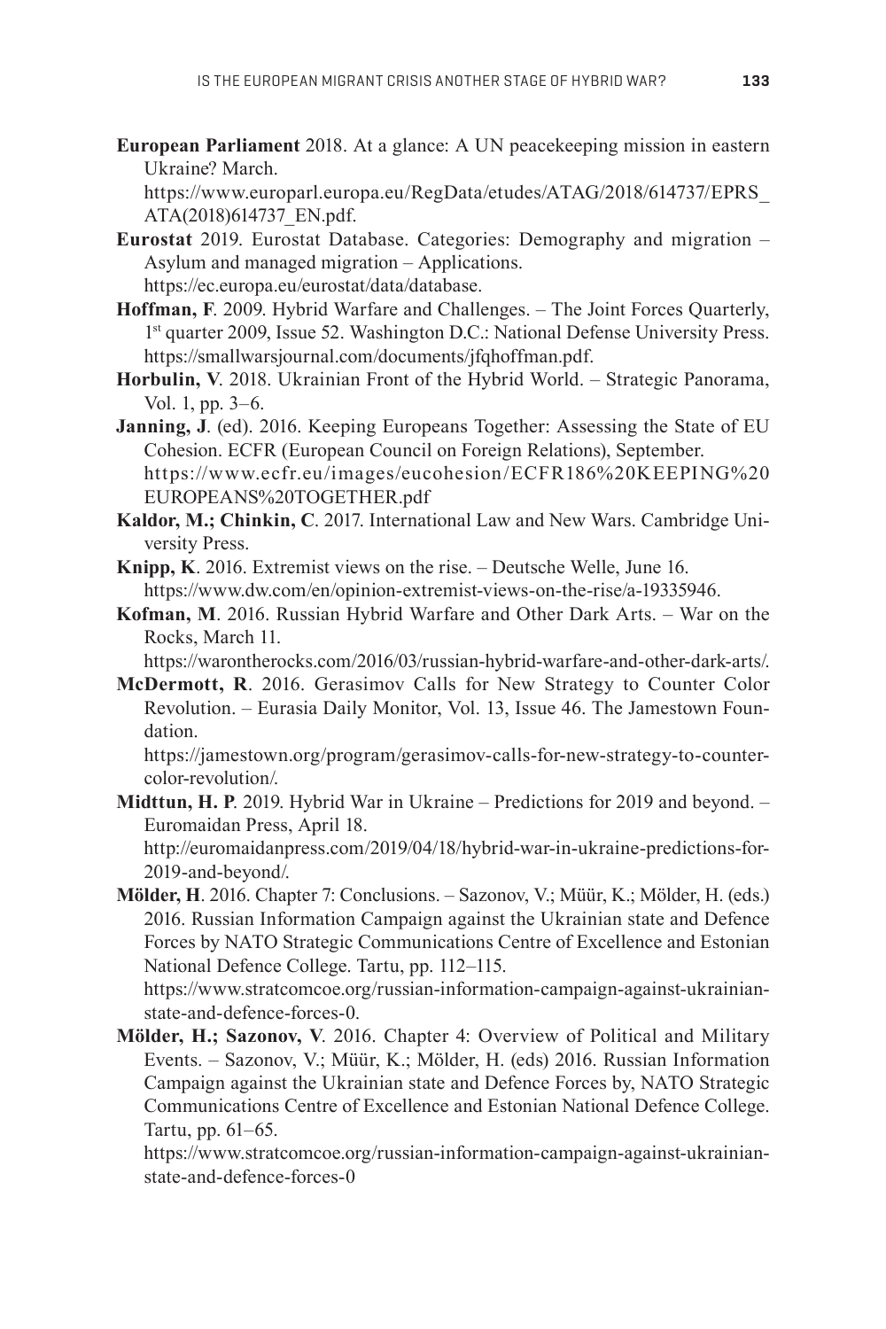**European Parliament** 2018. At a glance: A UN peacekeeping mission in eastern Ukraine? March.
https://www.europarl.europa.eu/RegData/etudes/ATAG/2018/614737/EPRS_ATA(2018)614737_EN.pdf.

**Eurostat** 2019. Eurostat Database. Categories: Demography and migration – Asylum and managed migration – Applications.
https://ec.europa.eu/eurostat/data/database.

**Hoffman, F**. 2009. Hybrid Warfare and Challenges. – The Joint Forces Quarterly, 1st quarter 2009, Issue 52. Washington D.C.: National Defense University Press.
https://smallwarsjournal.com/documents/jfqhoffman.pdf.

**Horbulin, V**. 2018. Ukrainian Front of the Hybrid World. – Strategic Panorama, Vol. 1, pp. 3–6.

**Janning, J**. (ed). 2016. Keeping Europeans Together: Assessing the State of EU Cohesion. ECFR (European Council on Foreign Relations), September.
https://www.ecfr.eu/images/eucohesion/ECFR186%20KEEPING%20EUROPEANS%20TOGETHER.pdf

**Kaldor, M.; Chinkin, C**. 2017. International Law and New Wars. Cambridge University Press.

**Knipp, K**. 2016. Extremist views on the rise. – Deutsche Welle, June 16.
https://www.dw.com/en/opinion-extremist-views-on-the-rise/a-19335946.

**Kofman, M**. 2016. Russian Hybrid Warfare and Other Dark Arts. – War on the Rocks, March 11.
https://warontherocks.com/2016/03/russian-hybrid-warfare-and-other-dark-arts/.

**McDermott, R**. 2016. Gerasimov Calls for New Strategy to Counter Color Revolution. – Eurasia Daily Monitor, Vol. 13, Issue 46. The Jamestown Foundation.
https://jamestown.org/program/gerasimov-calls-for-new-strategy-to-counter-color-revolution/.

**Midttun, H. P**. 2019. Hybrid War in Ukraine – Predictions for 2019 and beyond. – Euromaidan Press, April 18.
http://euromaidanpress.com/2019/04/18/hybrid-war-in-ukraine-predictions-for-2019-and-beyond/.

**Mölder, H**. 2016. Chapter 7: Conclusions. – Sazonov, V.; Müür, K.; Mölder, H. (eds.) 2016. Russian Information Campaign against the Ukrainian state and Defence Forces by NATO Strategic Communications Centre of Excellence and Estonian National Defence College. Tartu, pp. 112–115.
https://www.stratcomcoe.org/russian-information-campaign-against-ukrainian-state-and-defence-forces-0.

**Mölder, H.; Sazonov, V**. 2016. Chapter 4: Overview of Political and Military Events. – Sazonov, V.; Müür, K.; Mölder, H. (eds) 2016. Russian Information Campaign against the Ukrainian state and Defence Forces by, NATO Strategic Communications Centre of Excellence and Estonian National Defence College. Tartu, pp. 61–65.
https://www.stratcomcoe.org/russian-information-campaign-against-ukrainian-state-and-defence-forces-0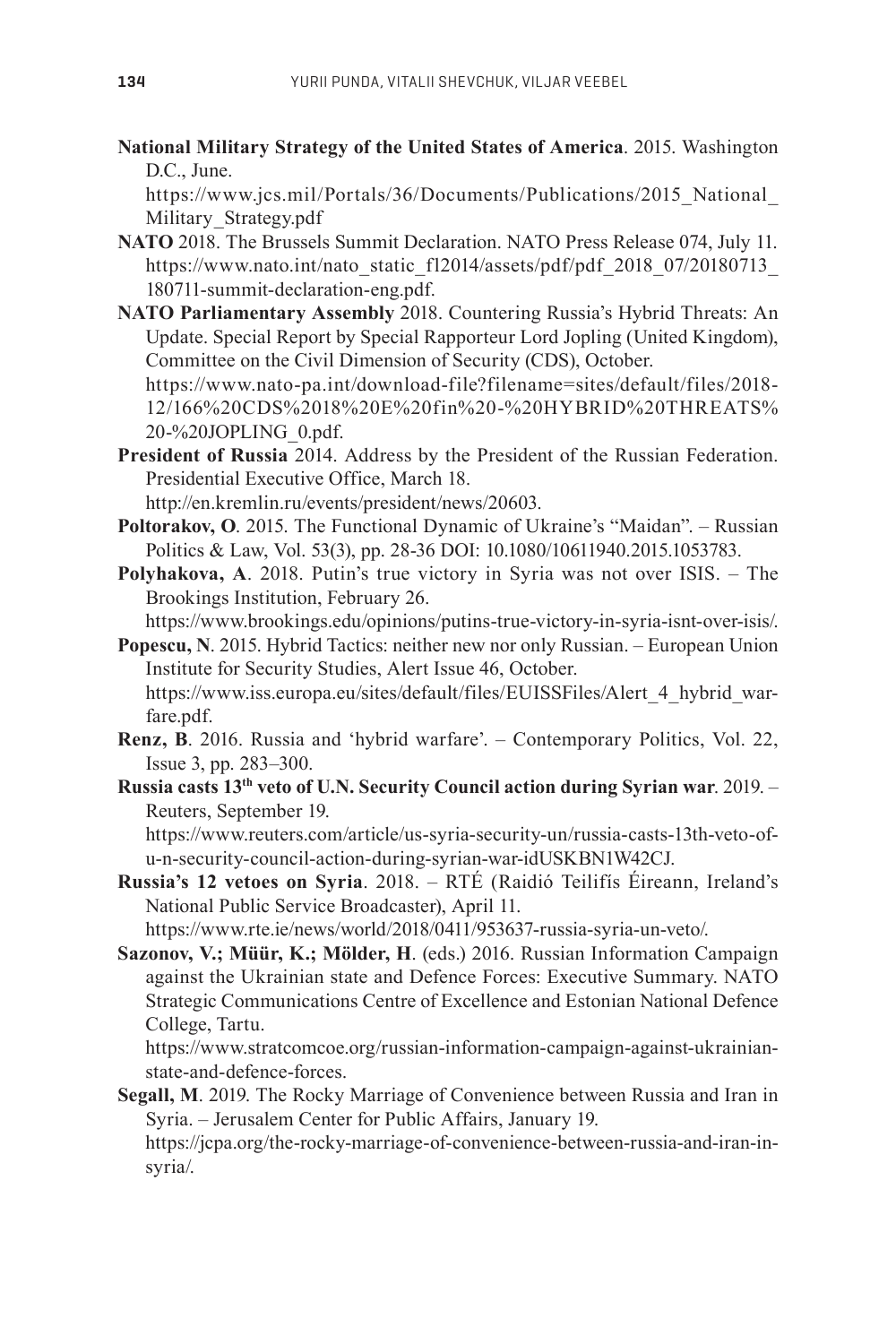**National Military Strategy of the United States of America**. 2015. Washington D.C., June.
https://www.jcs.mil/Portals/36/Documents/Publications/2015_National_Military_Strategy.pdf

**NATO** 2018. The Brussels Summit Declaration. NATO Press Release 074, July 11. https://www.nato.int/nato_static_fl2014/assets/pdf/pdf_2018_07/20180713_180711-summit-declaration-eng.pdf.

**NATO Parliamentary Assembly** 2018. Countering Russia's Hybrid Threats: An Update. Special Report by Special Rapporteur Lord Jopling (United Kingdom), Committee on the Civil Dimension of Security (CDS), October.
https://www.nato-pa.int/download-file?filename=sites/default/files/2018-12/166%20CDS%2018%20E%20fin%20-%20HYBRID%20THREATS%20-%20JOPLING_0.pdf.

**President of Russia** 2014. Address by the President of the Russian Federation. Presidential Executive Office, March 18.
http://en.kremlin.ru/events/president/news/20603.

**Poltorakov, O**. 2015. The Functional Dynamic of Ukraine's "Maidan". – Russian Politics & Law, Vol. 53(3), pp. 28-36 DOI: 10.1080/10611940.2015.1053783.

**Polyhakova, A**. 2018. Putin's true victory in Syria was not over ISIS. – The Brookings Institution, February 26.
https://www.brookings.edu/opinions/putins-true-victory-in-syria-isnt-over-isis/.

**Popescu, N**. 2015. Hybrid Tactics: neither new nor only Russian. – European Union Institute for Security Studies, Alert Issue 46, October.
https://www.iss.europa.eu/sites/default/files/EUISSFiles/Alert_4_hybrid_warfare.pdf.

**Renz, B**. 2016. Russia and 'hybrid warfare'. – Contemporary Politics, Vol. 22, Issue 3, pp. 283–300.

**Russia casts 13th veto of U.N. Security Council action during Syrian war**. 2019. – Reuters, September 19.
https://www.reuters.com/article/us-syria-security-un/russia-casts-13th-veto-of-u-n-security-council-action-during-syrian-war-idUSKBN1W42CJ.

**Russia's 12 vetoes on Syria**. 2018. – RTÉ (Raidió Teilifís Éireann, Ireland's National Public Service Broadcaster), April 11.
https://www.rte.ie/news/world/2018/0411/953637-russia-syria-un-veto/.

**Sazonov, V.; Müür, K.; Mölder, H**. (eds.) 2016. Russian Information Campaign against the Ukrainian state and Defence Forces: Executive Summary. NATO Strategic Communications Centre of Excellence and Estonian National Defence College, Tartu.
https://www.stratcomcoe.org/russian-information-campaign-against-ukrainian-state-and-defence-forces.

**Segall, M**. 2019. The Rocky Marriage of Convenience between Russia and Iran in Syria. – Jerusalem Center for Public Affairs, January 19.
https://jcpa.org/the-rocky-marriage-of-convenience-between-russia-and-iran-in-syria/.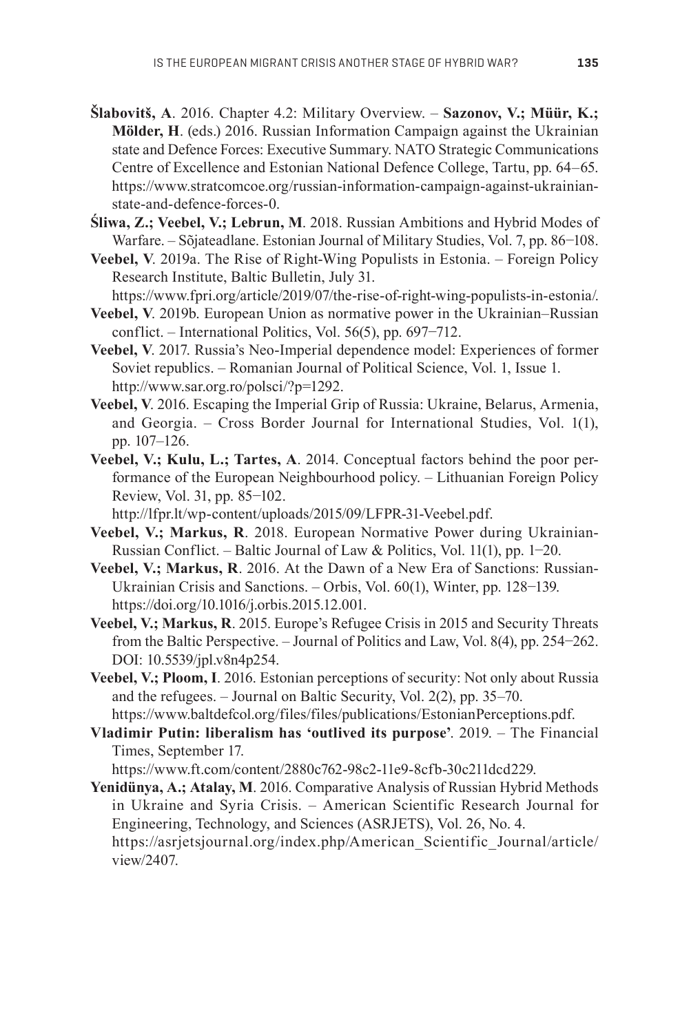**Šlabovitš, A**. 2016. Chapter 4.2: Military Overview. – **Sazonov, V.; Müür, K.; Mölder, H**. (eds.) 2016. Russian Information Campaign against the Ukrainian state and Defence Forces: Executive Summary. NATO Strategic Communications Centre of Excellence and Estonian National Defence College, Tartu, pp. 64–65. https://www.stratcomcoe.org/russian-information-campaign-against-ukrainian-state-and-defence-forces-0.

**Śliwa, Z.; Veebel, V.; Lebrun, M**. 2018. Russian Ambitions and Hybrid Modes of Warfare. – Sõjateadlane. Estonian Journal of Military Studies, Vol. 7, pp. 86‒108.

**Veebel, V**. 2019a. The Rise of Right-Wing Populists in Estonia. – Foreign Policy Research Institute, Baltic Bulletin, July 31. https://www.fpri.org/article/2019/07/the-rise-of-right-wing-populists-in-estonia/.

**Veebel, V**. 2019b. European Union as normative power in the Ukrainian–Russian conflict. – International Politics, Vol. 56(5), pp. 697‒712.

**Veebel, V**. 2017. Russia's Neo-Imperial dependence model: Experiences of former Soviet republics. – Romanian Journal of Political Science, Vol. 1, Issue 1. http://www.sar.org.ro/polsci/?p=1292.

**Veebel, V**. 2016. Escaping the Imperial Grip of Russia: Ukraine, Belarus, Armenia, and Georgia. – Cross Border Journal for International Studies, Vol. 1(1), pp. 107–126.

**Veebel, V.; Kulu, L.; Tartes, A**. 2014. Conceptual factors behind the poor performance of the European Neighbourhood policy. – Lithuanian Foreign Policy Review, Vol. 31, pp. 85‒102. http://lfpr.lt/wp-content/uploads/2015/09/LFPR-31-Veebel.pdf.

**Veebel, V.; Markus, R**. 2018. European Normative Power during Ukrainian-Russian Conflict. – Baltic Journal of Law & Politics, Vol. 11(1), pp. 1‒20.

**Veebel, V.; Markus, R**. 2016. At the Dawn of a New Era of Sanctions: Russian-Ukrainian Crisis and Sanctions. – Orbis, Vol. 60(1), Winter, pp. 128‒139. https://doi.org/10.1016/j.orbis.2015.12.001.

**Veebel, V.; Markus, R**. 2015. Europe's Refugee Crisis in 2015 and Security Threats from the Baltic Perspective. – Journal of Politics and Law, Vol. 8(4), pp. 254‒262. DOI: 10.5539/jpl.v8n4p254.

**Veebel, V.; Ploom, I**. 2016. Estonian perceptions of security: Not only about Russia and the refugees. – Journal on Baltic Security, Vol. 2(2), pp. 35–70. https://www.baltdefcol.org/files/files/publications/EstonianPerceptions.pdf.

**Vladimir Putin: liberalism has 'outlived its purpose'**. 2019. – The Financial Times, September 17. https://www.ft.com/content/2880c762-98c2-11e9-8cfb-30c211dcd229.

**Yenidünya, A.; Atalay, M**. 2016. Comparative Analysis of Russian Hybrid Methods in Ukraine and Syria Crisis. – American Scientific Research Journal for Engineering, Technology, and Sciences (ASRJETS), Vol. 26, No. 4. https://asrjetsjournal.org/index.php/American_Scientific_Journal/article/view/2407.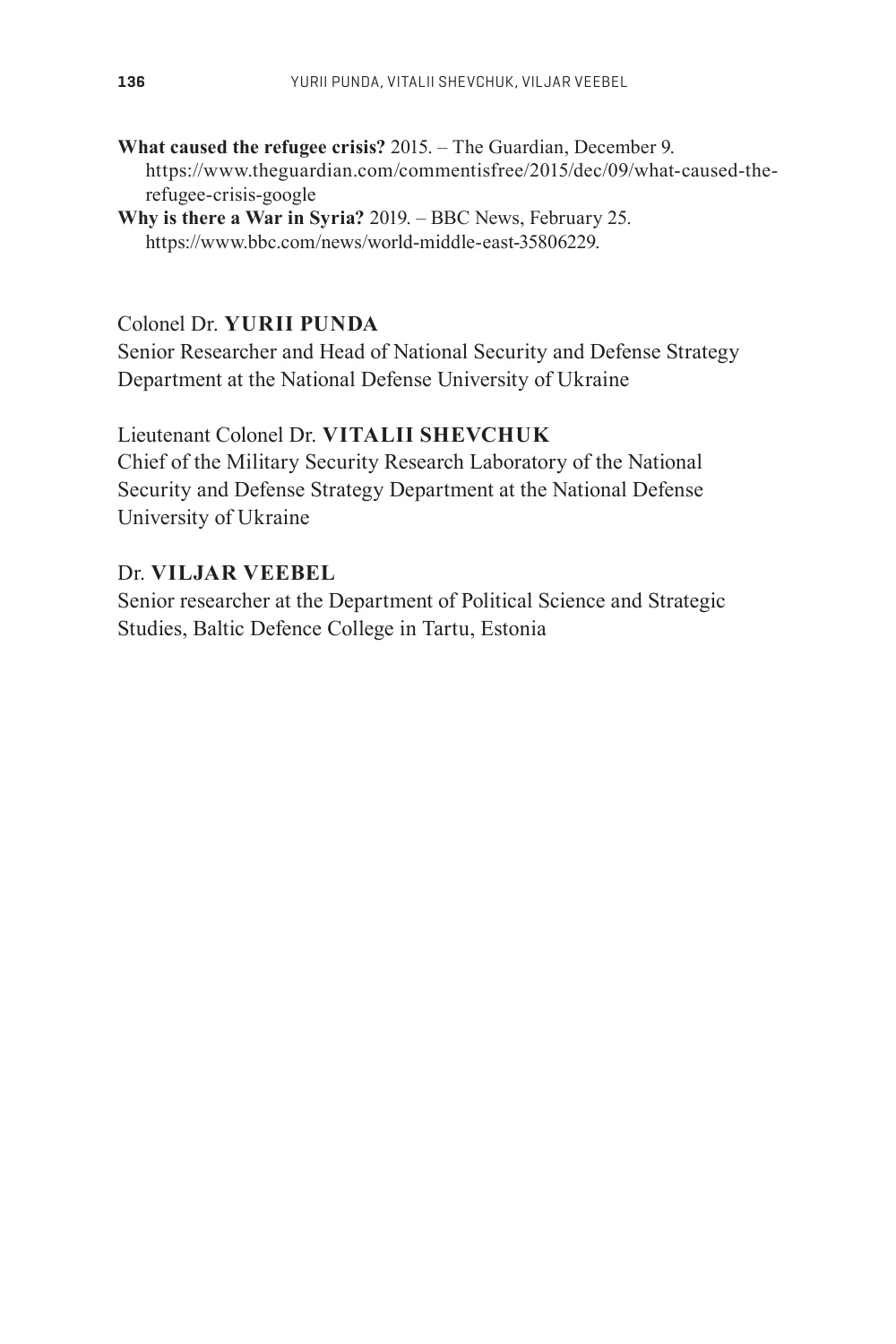**What caused the refugee crisis?** 2015. – The Guardian, December 9. https://www.theguardian.com/commentisfree/2015/dec/09/what-caused-the-refugee-crisis-google

**Why is there a War in Syria?** 2019. – BBC News, February 25. https://www.bbc.com/news/world-middle-east-35806229.

Colonel Dr. **YURII PUNDA**
Senior Researcher and Head of National Security and Defense Strategy Department at the National Defense University of Ukraine

Lieutenant Colonel Dr. **VITALII SHEVCHUK**
Chief of the Military Security Research Laboratory of the National Security and Defense Strategy Department at the National Defense University of Ukraine

Dr. **VILJAR VEEBEL**
Senior researcher at the Department of Political Science and Strategic Studies, Baltic Defence College in Tartu, Estonia